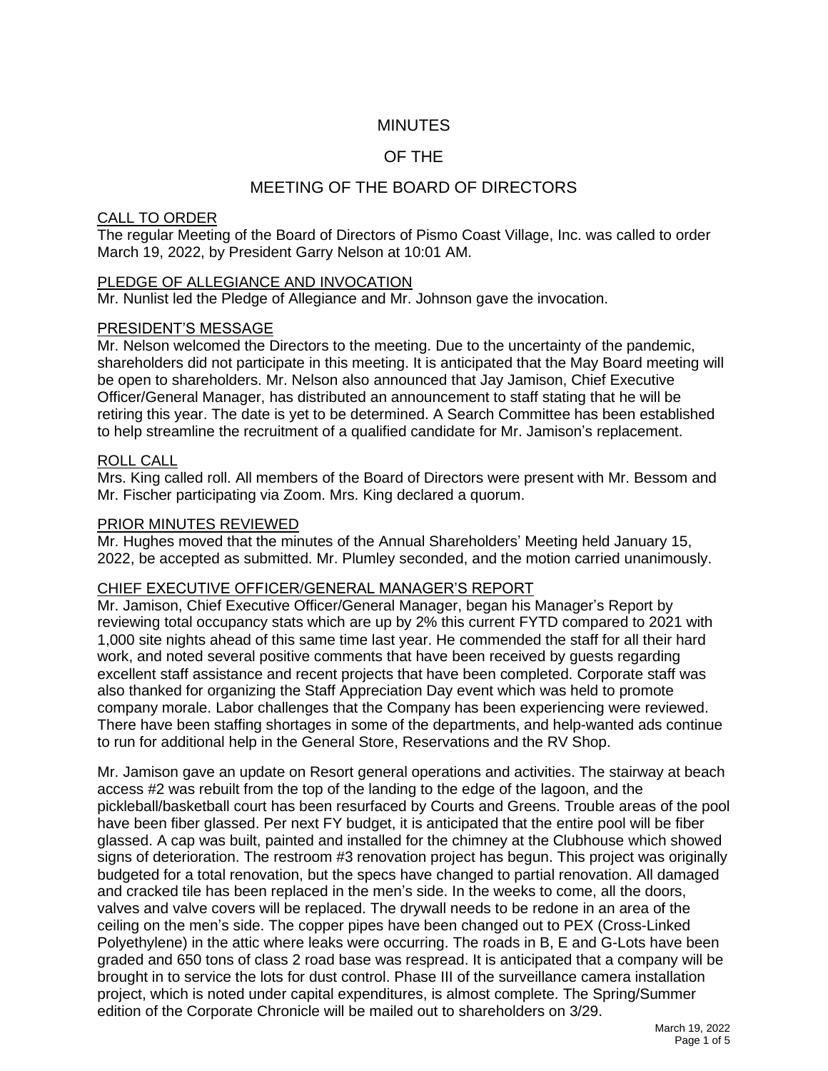# MINUTES

# OF THE

# MEETING OF THE BOARD OF DIRECTORS

## CALL TO ORDER

The regular Meeting of the Board of Directors of Pismo Coast Village, Inc. was called to order March 19, 2022, by President Garry Nelson at 10:01 AM.

## PLEDGE OF ALLEGIANCE AND INVOCATION

Mr. Nunlist led the Pledge of Allegiance and Mr. Johnson gave the invocation.

## PRESIDENT'S MESSAGE

Mr. Nelson welcomed the Directors to the meeting. Due to the uncertainty of the pandemic, shareholders did not participate in this meeting. It is anticipated that the May Board meeting will be open to shareholders. Mr. Nelson also announced that Jay Jamison, Chief Executive Officer/General Manager, has distributed an announcement to staff stating that he will be retiring this year. The date is yet to be determined. A Search Committee has been established to help streamline the recruitment of a qualified candidate for Mr. Jamison's replacement.

## ROLL CALL

Mrs. King called roll. All members of the Board of Directors were present with Mr. Bessom and Mr. Fischer participating via Zoom. Mrs. King declared a quorum.

## PRIOR MINUTES REVIEWED

Mr. Hughes moved that the minutes of the Annual Shareholders' Meeting held January 15, 2022, be accepted as submitted. Mr. Plumley seconded, and the motion carried unanimously.

## CHIEF EXECUTIVE OFFICER/GENERAL MANAGER'S REPORT

Mr. Jamison, Chief Executive Officer/General Manager, began his Manager's Report by reviewing total occupancy stats which are up by 2% this current FYTD compared to 2021 with 1,000 site nights ahead of this same time last year. He commended the staff for all their hard work, and noted several positive comments that have been received by guests regarding excellent staff assistance and recent projects that have been completed. Corporate staff was also thanked for organizing the Staff Appreciation Day event which was held to promote company morale. Labor challenges that the Company has been experiencing were reviewed. There have been staffing shortages in some of the departments, and help-wanted ads continue to run for additional help in the General Store, Reservations and the RV Shop.

Mr. Jamison gave an update on Resort general operations and activities. The stairway at beach access #2 was rebuilt from the top of the landing to the edge of the lagoon, and the pickleball/basketball court has been resurfaced by Courts and Greens. Trouble areas of the pool have been fiber glassed. Per next FY budget, it is anticipated that the entire pool will be fiber glassed. A cap was built, painted and installed for the chimney at the Clubhouse which showed signs of deterioration. The restroom #3 renovation project has begun. This project was originally budgeted for a total renovation, but the specs have changed to partial renovation. All damaged and cracked tile has been replaced in the men's side. In the weeks to come, all the doors, valves and valve covers will be replaced. The drywall needs to be redone in an area of the ceiling on the men's side. The copper pipes have been changed out to PEX (Cross-Linked Polyethylene) in the attic where leaks were occurring. The roads in B, E and G-Lots have been graded and 650 tons of class 2 road base was respread. It is anticipated that a company will be brought in to service the lots for dust control. Phase III of the surveillance camera installation project, which is noted under capital expenditures, is almost complete. The Spring/Summer edition of the Corporate Chronicle will be mailed out to shareholders on 3/29.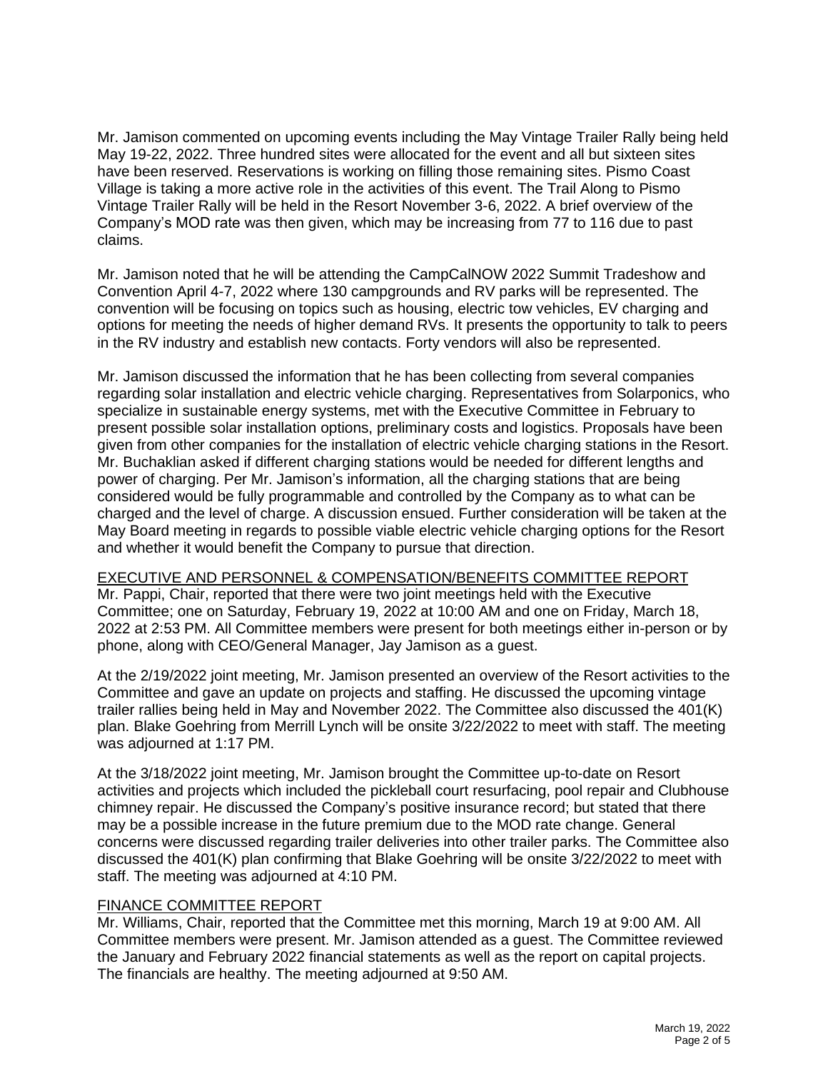Mr. Jamison commented on upcoming events including the May Vintage Trailer Rally being held May 19-22, 2022. Three hundred sites were allocated for the event and all but sixteen sites have been reserved. Reservations is working on filling those remaining sites. Pismo Coast Village is taking a more active role in the activities of this event. The Trail Along to Pismo Vintage Trailer Rally will be held in the Resort November 3-6, 2022. A brief overview of the Company's MOD rate was then given, which may be increasing from 77 to 116 due to past claims.

Mr. Jamison noted that he will be attending the CampCalNOW 2022 Summit Tradeshow and Convention April 4-7, 2022 where 130 campgrounds and RV parks will be represented. The convention will be focusing on topics such as housing, electric tow vehicles, EV charging and options for meeting the needs of higher demand RVs. It presents the opportunity to talk to peers in the RV industry and establish new contacts. Forty vendors will also be represented.

Mr. Jamison discussed the information that he has been collecting from several companies regarding solar installation and electric vehicle charging. Representatives from Solarponics, who specialize in sustainable energy systems, met with the Executive Committee in February to present possible solar installation options, preliminary costs and logistics. Proposals have been given from other companies for the installation of electric vehicle charging stations in the Resort. Mr. Buchaklian asked if different charging stations would be needed for different lengths and power of charging. Per Mr. Jamison's information, all the charging stations that are being considered would be fully programmable and controlled by the Company as to what can be charged and the level of charge. A discussion ensued. Further consideration will be taken at the May Board meeting in regards to possible viable electric vehicle charging options for the Resort and whether it would benefit the Company to pursue that direction.

<u>EXECUTIVE AND PERSONNEL & COMPENSATION/BENEFITS COMMITTEE REPORT</u>

Mr. Pappi, Chair, reported that there were two joint meetings held with the Executive Committee; one on Saturday, February 19, 2022 at 10:00 AM and one on Friday, March 18, 2022 at 2:53 PM. All Committee members were present for both meetings either in-person or by phone, along with CEO/General Manager, Jay Jamison as a guest.

At the 2/19/2022 joint meeting, Mr. Jamison presented an overview of the Resort activities to the Committee and gave an update on projects and staffing. He discussed the upcoming vintage trailer rallies being held in May and November 2022. The Committee also discussed the 401(K) plan. Blake Goehring from Merrill Lynch will be onsite 3/22/2022 to meet with staff. The meeting was adjourned at 1:17 PM.

At the 3/18/2022 joint meeting, Mr. Jamison brought the Committee up-to-date on Resort activities and projects which included the pickleball court resurfacing, pool repair and Clubhouse chimney repair. He discussed the Company's positive insurance record; but stated that there may be a possible increase in the future premium due to the MOD rate change. General concerns were discussed regarding trailer deliveries into other trailer parks. The Committee also discussed the 401(K) plan confirming that Blake Goehring will be onsite 3/22/2022 to meet with staff. The meeting was adjourned at 4:10 PM.

<u>FINANCE COMMITTEE REPORT</u>

Mr. Williams, Chair, reported that the Committee met this morning, March 19 at 9:00 AM. All Committee members were present. Mr. Jamison attended as a guest. The Committee reviewed the January and February 2022 financial statements as well as the report on capital projects. The financials are healthy. The meeting adjourned at 9:50 AM.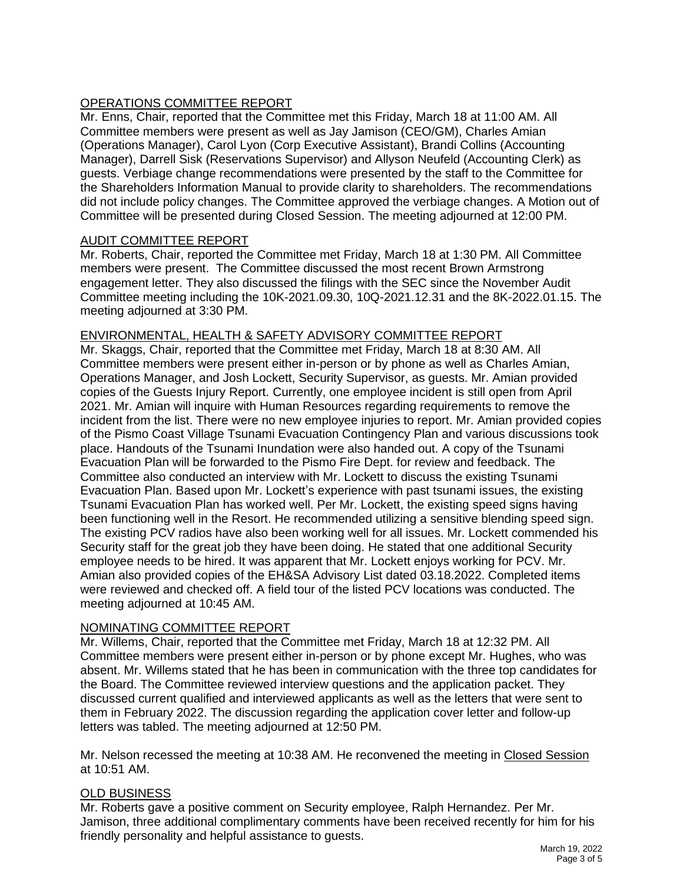OPERATIONS COMMITTEE REPORT

Mr. Enns, Chair, reported that the Committee met this Friday, March 18 at 11:00 AM. All Committee members were present as well as Jay Jamison (CEO/GM), Charles Amian (Operations Manager), Carol Lyon (Corp Executive Assistant), Brandi Collins (Accounting Manager), Darrell Sisk (Reservations Supervisor) and Allyson Neufeld (Accounting Clerk) as guests. Verbiage change recommendations were presented by the staff to the Committee for the Shareholders Information Manual to provide clarity to shareholders. The recommendations did not include policy changes. The Committee approved the verbiage changes. A Motion out of Committee will be presented during Closed Session. The meeting adjourned at 12:00 PM.

AUDIT COMMITTEE REPORT

Mr. Roberts, Chair, reported the Committee met Friday, March 18 at 1:30 PM. All Committee members were present. The Committee discussed the most recent Brown Armstrong engagement letter. They also discussed the filings with the SEC since the November Audit Committee meeting including the 10K-2021.09.30, 10Q-2021.12.31 and the 8K-2022.01.15. The meeting adjourned at 3:30 PM.

ENVIRONMENTAL, HEALTH & SAFETY ADVISORY COMMITTEE REPORT

Mr. Skaggs, Chair, reported that the Committee met Friday, March 18 at 8:30 AM. All Committee members were present either in-person or by phone as well as Charles Amian, Operations Manager, and Josh Lockett, Security Supervisor, as guests. Mr. Amian provided copies of the Guests Injury Report. Currently, one employee incident is still open from April 2021. Mr. Amian will inquire with Human Resources regarding requirements to remove the incident from the list. There were no new employee injuries to report. Mr. Amian provided copies of the Pismo Coast Village Tsunami Evacuation Contingency Plan and various discussions took place. Handouts of the Tsunami Inundation were also handed out. A copy of the Tsunami Evacuation Plan will be forwarded to the Pismo Fire Dept. for review and feedback. The Committee also conducted an interview with Mr. Lockett to discuss the existing Tsunami Evacuation Plan. Based upon Mr. Lockett's experience with past tsunami issues, the existing Tsunami Evacuation Plan has worked well. Per Mr. Lockett, the existing speed signs having been functioning well in the Resort. He recommended utilizing a sensitive blending speed sign. The existing PCV radios have also been working well for all issues. Mr. Lockett commended his Security staff for the great job they have been doing. He stated that one additional Security employee needs to be hired. It was apparent that Mr. Lockett enjoys working for PCV. Mr. Amian also provided copies of the EH&SA Advisory List dated 03.18.2022. Completed items were reviewed and checked off. A field tour of the listed PCV locations was conducted. The meeting adjourned at 10:45 AM.

NOMINATING COMMITTEE REPORT

Mr. Willems, Chair, reported that the Committee met Friday, March 18 at 12:32 PM. All Committee members were present either in-person or by phone except Mr. Hughes, who was absent. Mr. Willems stated that he has been in communication with the three top candidates for the Board. The Committee reviewed interview questions and the application packet. They discussed current qualified and interviewed applicants as well as the letters that were sent to them in February 2022. The discussion regarding the application cover letter and follow-up letters was tabled. The meeting adjourned at 12:50 PM.

Mr. Nelson recessed the meeting at 10:38 AM. He reconvened the meeting in Closed Session at 10:51 AM.

OLD BUSINESS

Mr. Roberts gave a positive comment on Security employee, Ralph Hernandez. Per Mr. Jamison, three additional complimentary comments have been received recently for him for his friendly personality and helpful assistance to guests.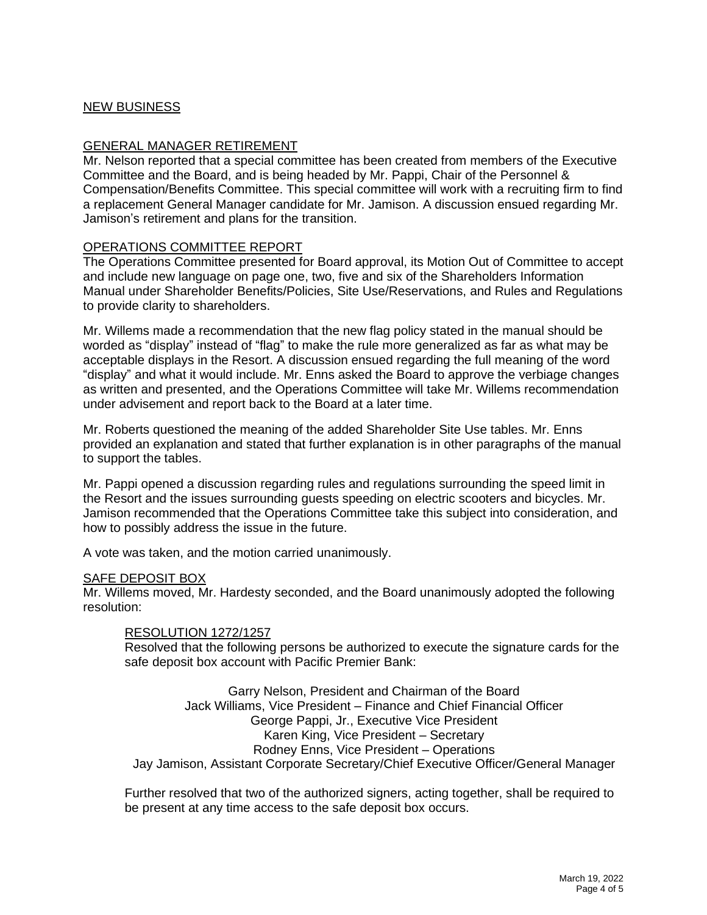## NEW BUSINESS

### GENERAL MANAGER RETIREMENT

Mr. Nelson reported that a special committee has been created from members of the Executive Committee and the Board, and is being headed by Mr. Pappi, Chair of the Personnel & Compensation/Benefits Committee. This special committee will work with a recruiting firm to find a replacement General Manager candidate for Mr. Jamison. A discussion ensued regarding Mr. Jamison's retirement and plans for the transition.

### OPERATIONS COMMITTEE REPORT

The Operations Committee presented for Board approval, its Motion Out of Committee to accept and include new language on page one, two, five and six of the Shareholders Information Manual under Shareholder Benefits/Policies, Site Use/Reservations, and Rules and Regulations to provide clarity to shareholders.

Mr. Willems made a recommendation that the new flag policy stated in the manual should be worded as "display" instead of "flag" to make the rule more generalized as far as what may be acceptable displays in the Resort. A discussion ensued regarding the full meaning of the word "display" and what it would include. Mr. Enns asked the Board to approve the verbiage changes as written and presented, and the Operations Committee will take Mr. Willems recommendation under advisement and report back to the Board at a later time.

Mr. Roberts questioned the meaning of the added Shareholder Site Use tables. Mr. Enns provided an explanation and stated that further explanation is in other paragraphs of the manual to support the tables.

Mr. Pappi opened a discussion regarding rules and regulations surrounding the speed limit in the Resort and the issues surrounding guests speeding on electric scooters and bicycles. Mr. Jamison recommended that the Operations Committee take this subject into consideration, and how to possibly address the issue in the future.

A vote was taken, and the motion carried unanimously.

### SAFE DEPOSIT BOX

Mr. Willems moved, Mr. Hardesty seconded, and the Board unanimously adopted the following resolution:

> RESOLUTION 1272/1257
>
> Resolved that the following persons be authorized to execute the signature cards for the safe deposit box account with Pacific Premier Bank:
>
> Garry Nelson, President and Chairman of the Board
> Jack Williams, Vice President – Finance and Chief Financial Officer
> George Pappi, Jr., Executive Vice President
> Karen King, Vice President – Secretary
> Rodney Enns, Vice President – Operations
> Jay Jamison, Assistant Corporate Secretary/Chief Executive Officer/General Manager
>
> Further resolved that two of the authorized signers, acting together, shall be required to be present at any time access to the safe deposit box occurs.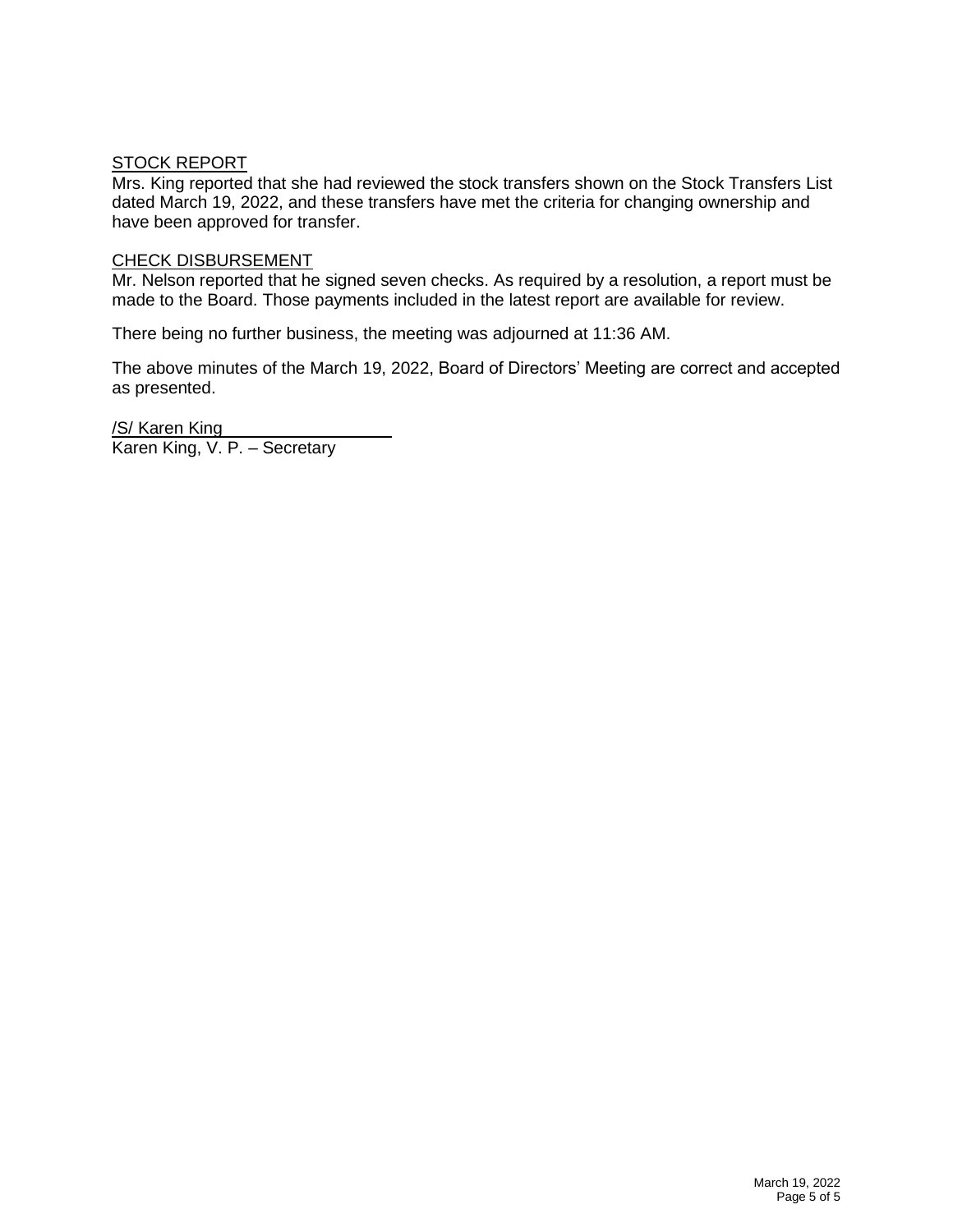## STOCK REPORT

Mrs. King reported that she had reviewed the stock transfers shown on the Stock Transfers List dated March 19, 2022, and these transfers have met the criteria for changing ownership and have been approved for transfer.

## CHECK DISBURSEMENT

Mr. Nelson reported that he signed seven checks. As required by a resolution, a report must be made to the Board. Those payments included in the latest report are available for review.

There being no further business, the meeting was adjourned at 11:36 AM.

The above minutes of the March 19, 2022, Board of Directors' Meeting are correct and accepted as presented.

/S/ Karen King

Karen King, V. P. – Secretary